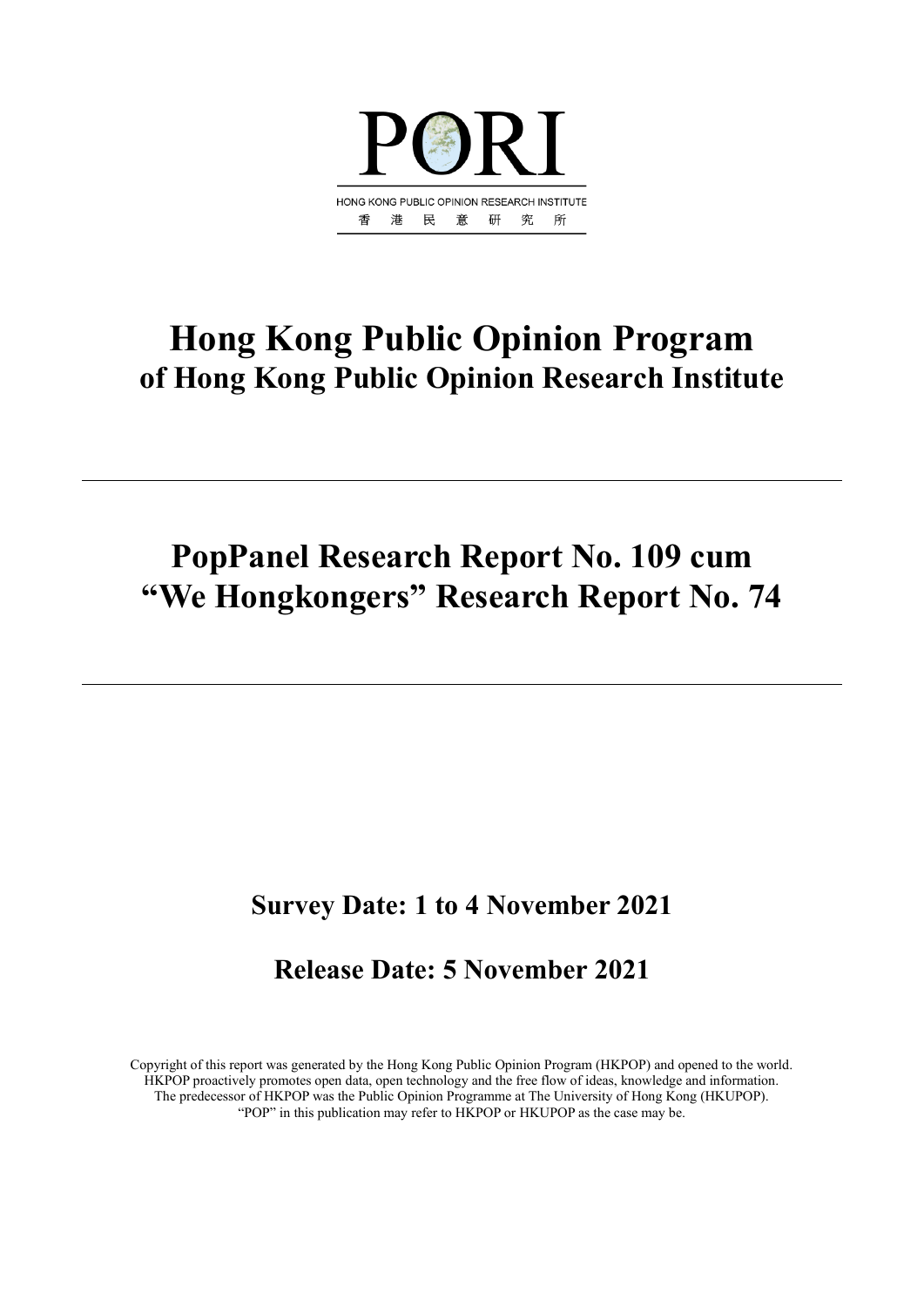PORI

HONG KONG PUBLIC OPINION RESEARCH INSTITUTE
香 港 民 意 研 究 所

# Hong Kong Public Opinion Program
## of Hong Kong Public Opinion Research Institute

---

# PopPanel Research Report No. 109 cum "We Hongkongers" Research Report No. 74

---

### Survey Date: 1 to 4 November 2021

### Release Date: 5 November 2021

Copyright of this report was generated by the Hong Kong Public Opinion Program (HKPOP) and opened to the world. HKPOP proactively promotes open data, open technology and the free flow of ideas, knowledge and information. The predecessor of HKPOP was the Public Opinion Programme at The University of Hong Kong (HKUPOP). "POP" in this publication may refer to HKPOP or HKUPOP as the case may be.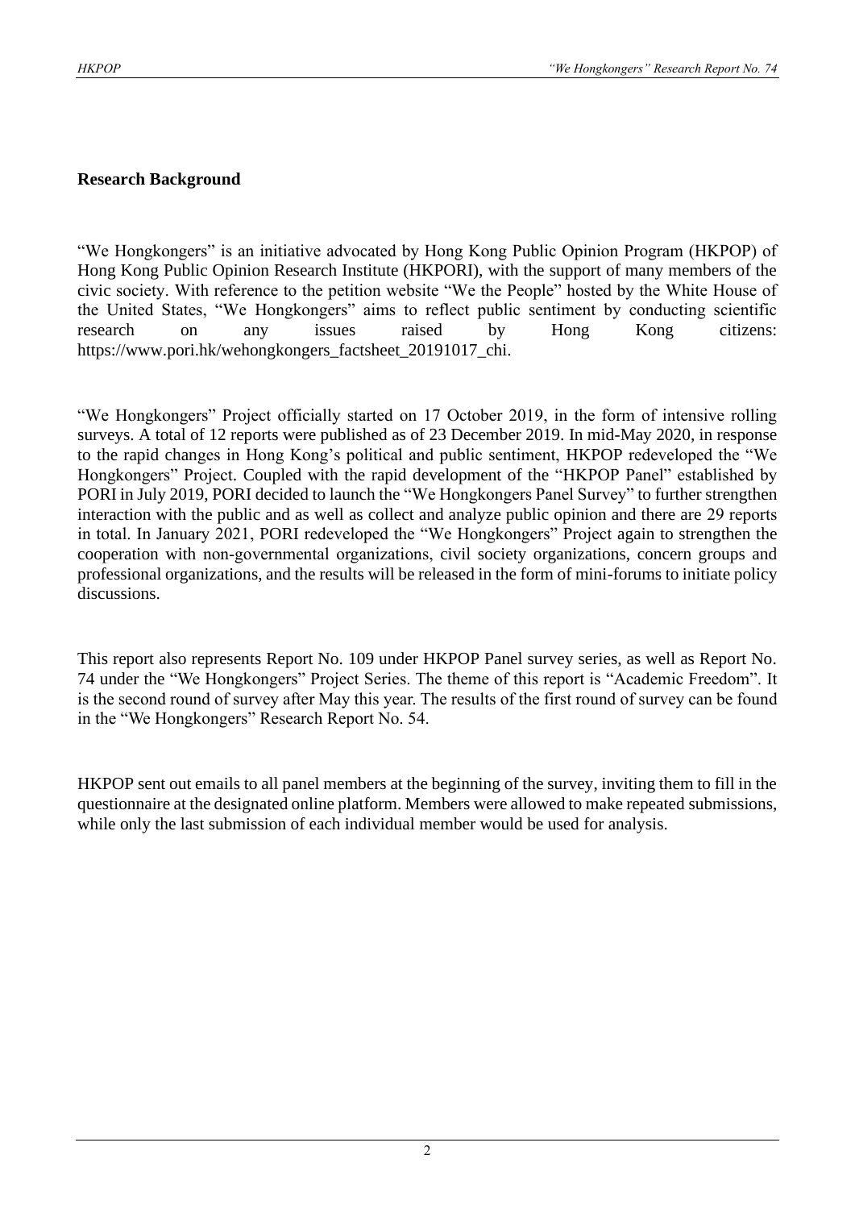## Research Background

"We Hongkongers" is an initiative advocated by Hong Kong Public Opinion Program (HKPOP) of Hong Kong Public Opinion Research Institute (HKPORI), with the support of many members of the civic society. With reference to the petition website "We the People" hosted by the White House of the United States, "We Hongkongers" aims to reflect public sentiment by conducting scientific research on any issues raised by Hong Kong citizens: https://www.pori.hk/wehongkongers_factsheet_20191017_chi.

"We Hongkongers" Project officially started on 17 October 2019, in the form of intensive rolling surveys. A total of 12 reports were published as of 23 December 2019. In mid-May 2020, in response to the rapid changes in Hong Kong's political and public sentiment, HKPOP redeveloped the "We Hongkongers" Project. Coupled with the rapid development of the "HKPOP Panel" established by PORI in July 2019, PORI decided to launch the "We Hongkongers Panel Survey" to further strengthen interaction with the public and as well as collect and analyze public opinion and there are 29 reports in total. In January 2021, PORI redeveloped the "We Hongkongers" Project again to strengthen the cooperation with non-governmental organizations, civil society organizations, concern groups and professional organizations, and the results will be released in the form of mini-forums to initiate policy discussions.

This report also represents Report No. 109 under HKPOP Panel survey series, as well as Report No. 74 under the "We Hongkongers" Project Series. The theme of this report is "Academic Freedom". It is the second round of survey after May this year. The results of the first round of survey can be found in the "We Hongkongers" Research Report No. 54.

HKPOP sent out emails to all panel members at the beginning of the survey, inviting them to fill in the questionnaire at the designated online platform. Members were allowed to make repeated submissions, while only the last submission of each individual member would be used for analysis.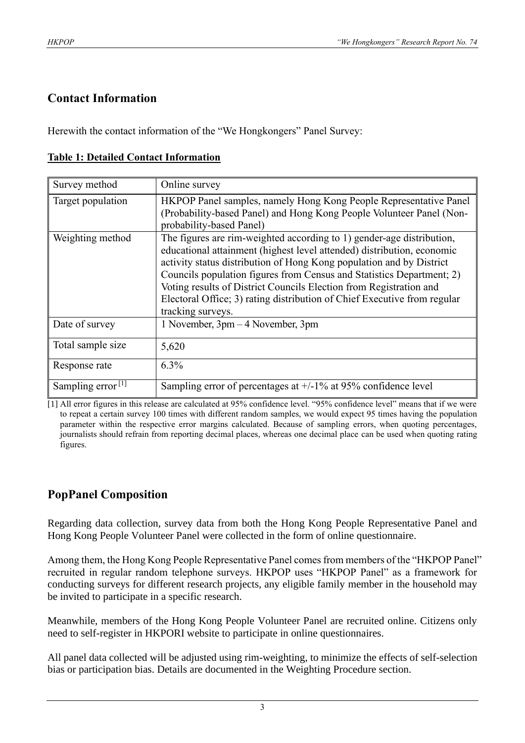## Contact Information

Herewith the contact information of the "We Hongkongers" Panel Survey:

**Table 1: Detailed Contact Information**

| | |
|---|---|
| Survey method | Online survey |
| Target population | HKPOP Panel samples, namely Hong Kong People Representative Panel (Probability-based Panel) and Hong Kong People Volunteer Panel (Non-probability-based Panel) |
| Weighting method | The figures are rim-weighted according to 1) gender-age distribution, educational attainment (highest level attended) distribution, economic activity status distribution of Hong Kong population and by District Councils population figures from Census and Statistics Department; 2) Voting results of District Councils Election from Registration and Electoral Office; 3) rating distribution of Chief Executive from regular tracking surveys. |
| Date of survey | 1 November, 3pm – 4 November, 3pm |
| Total sample size | 5,620 |
| Response rate | 6.3% |
| Sampling error [1] | Sampling error of percentages at +/-1% at 95% confidence level |

[1] All error figures in this release are calculated at 95% confidence level. "95% confidence level" means that if we were to repeat a certain survey 100 times with different random samples, we would expect 95 times having the population parameter within the respective error margins calculated. Because of sampling errors, when quoting percentages, journalists should refrain from reporting decimal places, whereas one decimal place can be used when quoting rating figures.

## PopPanel Composition

Regarding data collection, survey data from both the Hong Kong People Representative Panel and Hong Kong People Volunteer Panel were collected in the form of online questionnaire.

Among them, the Hong Kong People Representative Panel comes from members of the "HKPOP Panel" recruited in regular random telephone surveys. HKPOP uses "HKPOP Panel" as a framework for conducting surveys for different research projects, any eligible family member in the household may be invited to participate in a specific research.

Meanwhile, members of the Hong Kong People Volunteer Panel are recruited online. Citizens only need to self-register in HKPORI website to participate in online questionnaires.

All panel data collected will be adjusted using rim-weighting, to minimize the effects of self-selection bias or participation bias. Details are documented in the Weighting Procedure section.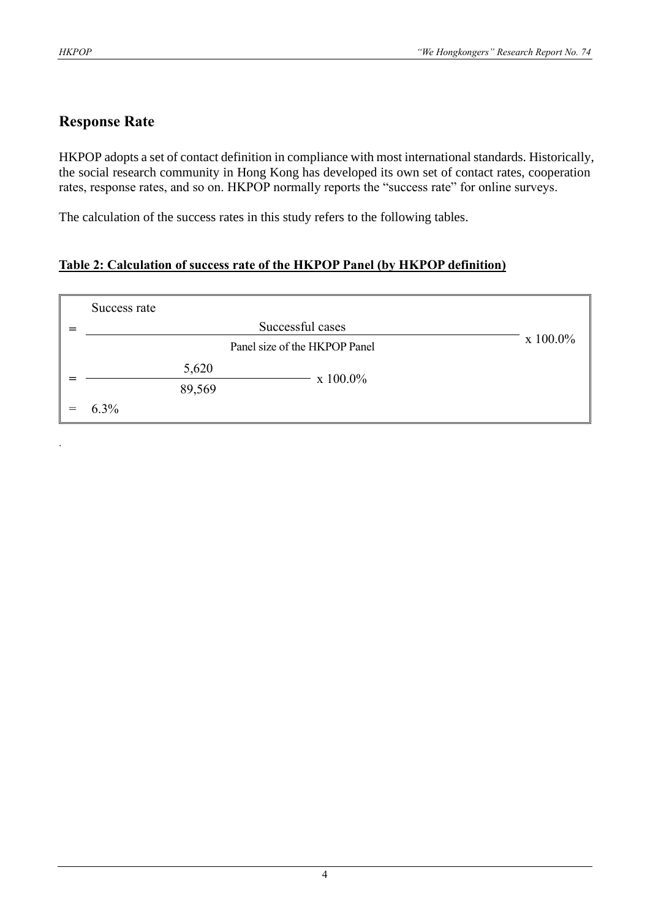## Response Rate

HKPOP adopts a set of contact definition in compliance with most international standards. Historically, the social research community in Hong Kong has developed its own set of contact rates, cooperation rates, response rates, and so on. HKPOP normally reports the "success rate" for online surveys.

The calculation of the success rates in this study refers to the following tables.

**Table 2: Calculation of success rate of the HKPOP Panel (by HKPOP definition)**

Success rate

$$= \frac{\text{Successful cases}}{\text{Panel size of the HKPOP Panel}} \times 100.0\%$$

$$= \frac{5{,}620}{89{,}569} \times 100.0\%$$

$$= 6.3\%$$

.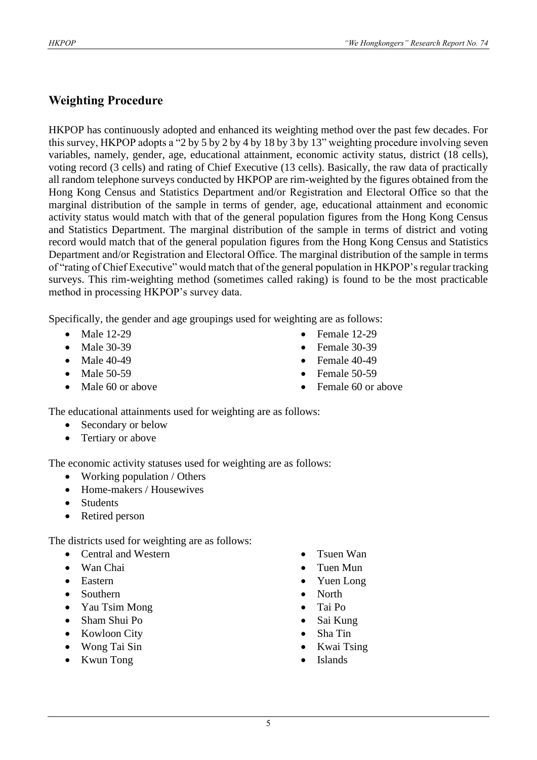## Weighting Procedure

HKPOP has continuously adopted and enhanced its weighting method over the past few decades. For this survey, HKPOP adopts a "2 by 5 by 2 by 4 by 18 by 3 by 13" weighting procedure involving seven variables, namely, gender, age, educational attainment, economic activity status, district (18 cells), voting record (3 cells) and rating of Chief Executive (13 cells). Basically, the raw data of practically all random telephone surveys conducted by HKPOP are rim-weighted by the figures obtained from the Hong Kong Census and Statistics Department and/or Registration and Electoral Office so that the marginal distribution of the sample in terms of gender, age, educational attainment and economic activity status would match with that of the general population figures from the Hong Kong Census and Statistics Department. The marginal distribution of the sample in terms of district and voting record would match that of the general population figures from the Hong Kong Census and Statistics Department and/or Registration and Electoral Office. The marginal distribution of the sample in terms of "rating of Chief Executive" would match that of the general population in HKPOP's regular tracking surveys. This rim-weighting method (sometimes called raking) is found to be the most practicable method in processing HKPOP's survey data.

Specifically, the gender and age groupings used for weighting are as follows:

- Male 12-29
- Male 30-39
- Male 40-49
- Male 50-59
- Male 60 or above
- Female 12-29
- Female 30-39
- Female 40-49
- Female 50-59
- Female 60 or above

The educational attainments used for weighting are as follows:

- Secondary or below
- Tertiary or above

The economic activity statuses used for weighting are as follows:

- Working population / Others
- Home-makers / Housewives
- Students
- Retired person

The districts used for weighting are as follows:

- Central and Western
- Wan Chai
- Eastern
- Southern
- Yau Tsim Mong
- Sham Shui Po
- Kowloon City
- Wong Tai Sin
- Kwun Tong
- Tsuen Wan
- Tuen Mun
- Yuen Long
- North
- Tai Po
- Sai Kung
- Sha Tin
- Kwai Tsing
- Islands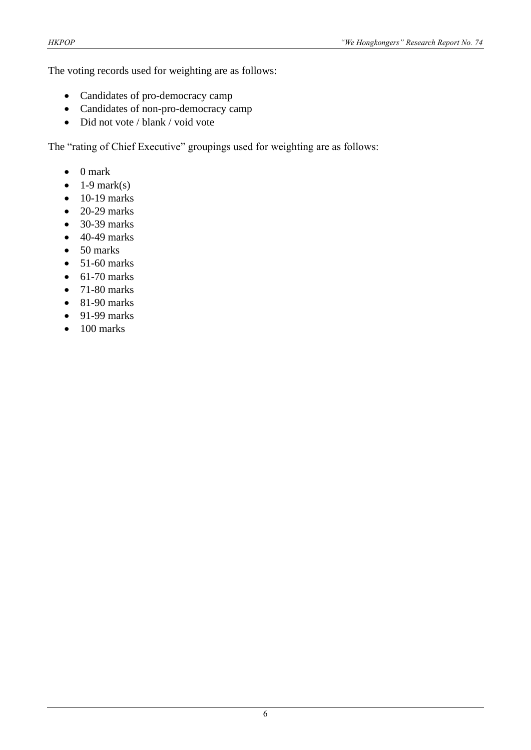The voting records used for weighting are as follows:

- Candidates of pro-democracy camp
- Candidates of non-pro-democracy camp
- Did not vote / blank / void vote

The "rating of Chief Executive" groupings used for weighting are as follows:

- 0 mark
- 1-9 mark(s)
- 10-19 marks
- 20-29 marks
- 30-39 marks
- 40-49 marks
- 50 marks
- 51-60 marks
- 61-70 marks
- 71-80 marks
- 81-90 marks
- 91-99 marks
- 100 marks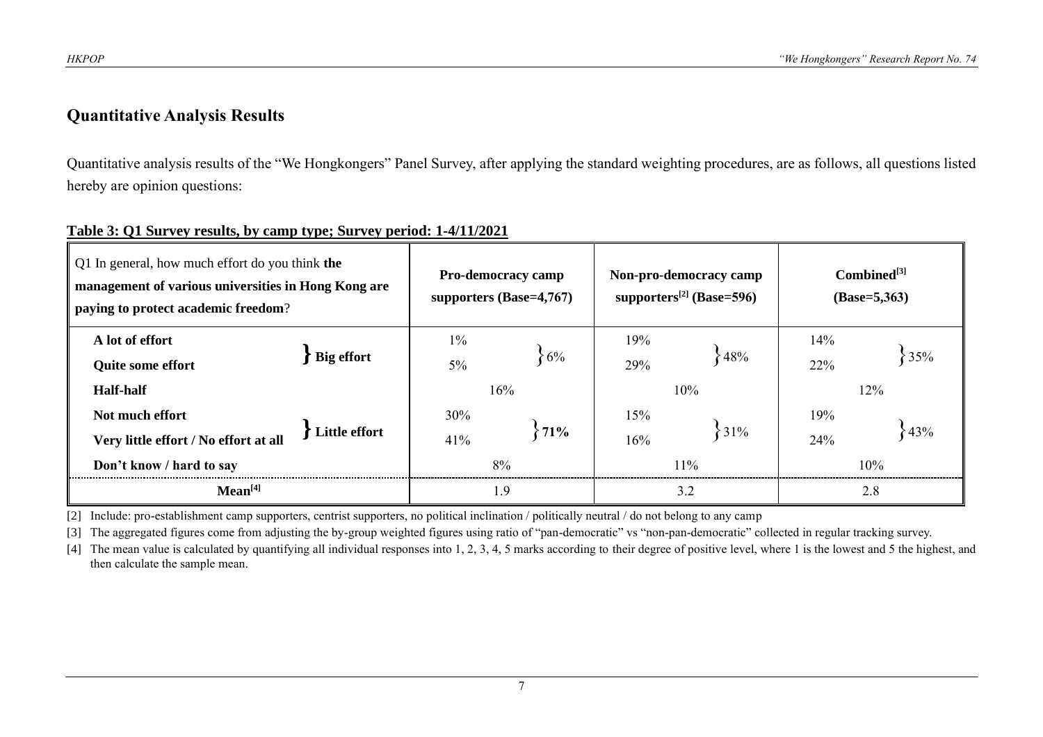## Quantitative Analysis Results

Quantitative analysis results of the "We Hongkongers" Panel Survey, after applying the standard weighting procedures, are as follows, all questions listed hereby are opinion questions:

**Table 3: Q1 Survey results, by camp type; Survey period: 1-4/11/2021**

| Q1 In general, how much effort do you think **the management of various universities in Hong Kong are paying to protect academic freedom**? | | Pro-democracy camp supporters (Base=4,767) | | Non-pro-democracy camp supporters[2] (Base=596) | | Combined[3] (Base=5,363) | |
|---|---|---|---|---|---|---|---|
| **A lot of effort** | **Big effort** | 1% | 6% | 19% | 48% | 14% | 35% |
| **Quite some effort** | | 5% | | 29% | | 22% | |
| **Half-half** | | 16% | | 10% | | 12% | |
| **Not much effort** | **Little effort** | 30% | **71%** | 15% | 31% | 19% | 43% |
| **Very little effort / No effort at all** | | 41% | | 16% | | 24% | |
| **Don't know / hard to say** | | 8% | | 11% | | 10% | |
| **Mean[4]** | | 1.9 | | 3.2 | | 2.8 | |

[2] Include: pro-establishment camp supporters, centrist supporters, no political inclination / politically neutral / do not belong to any camp

[3] The aggregated figures come from adjusting the by-group weighted figures using ratio of "pan-democratic" vs "non-pan-democratic" collected in regular tracking survey.

[4] The mean value is calculated by quantifying all individual responses into 1, 2, 3, 4, 5 marks according to their degree of positive level, where 1 is the lowest and 5 the highest, and then calculate the sample mean.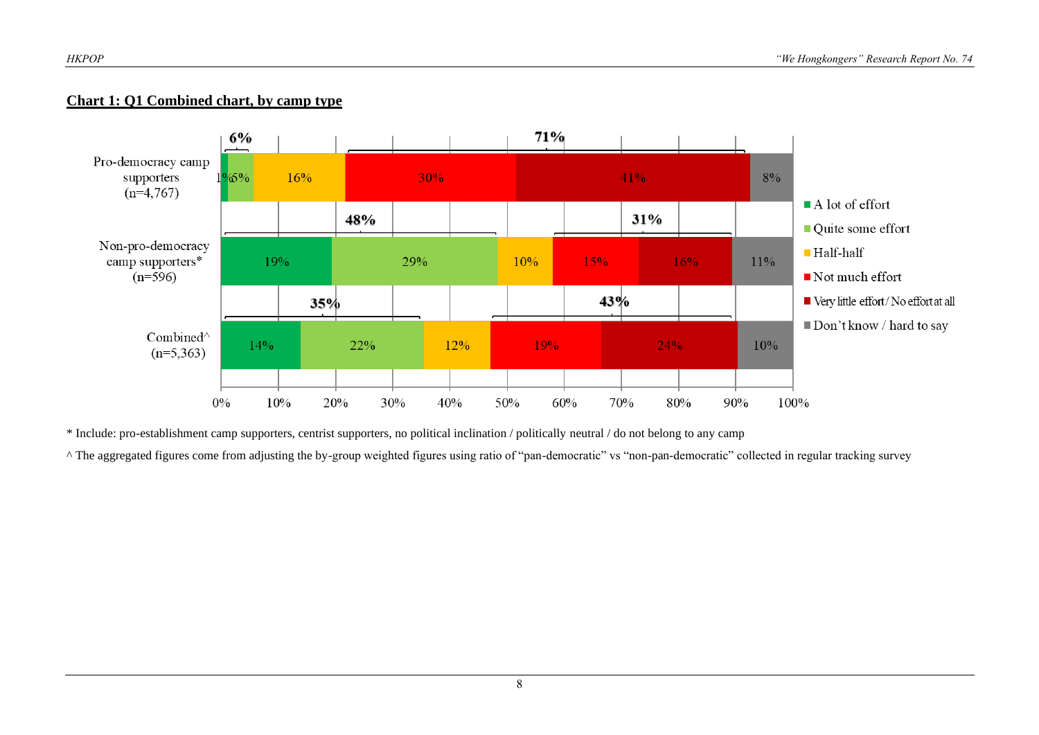**Chart 1: Q1 Combined chart, by camp type**

| | A lot of effort | Quite some effort | Half-half | Not much effort | Very little effort / No effort at all | Don't know / hard to say |
|---|---|---|---|---|---|---|
| Pro-democracy camp supporters (n=4,767) | 1% | 5% | 16% | 30% | 41% | 8% |
| Non-pro-democracy camp supporters* (n=596) | 19% | 29% | 10% | 15% | 16% | 11% |
| Combined^ (n=5,363) | 14% | 22% | 12% | 19% | 24% | 10% |

Pro-democracy camp supporters: 6% (A lot of effort + Quite some effort); 71% (Not much effort + Very little effort / No effort at all)

Non-pro-democracy camp supporters: 48% (A lot of effort + Quite some effort); 31% (Not much effort + Very little effort / No effort at all)

Combined: 35% (A lot of effort + Quite some effort); 43% (Not much effort + Very little effort / No effort at all)

\* Include: pro-establishment camp supporters, centrist supporters, no political inclination / politically neutral / do not belong to any camp

^ The aggregated figures come from adjusting the by-group weighted figures using ratio of "pan-democratic" vs "non-pan-democratic" collected in regular tracking survey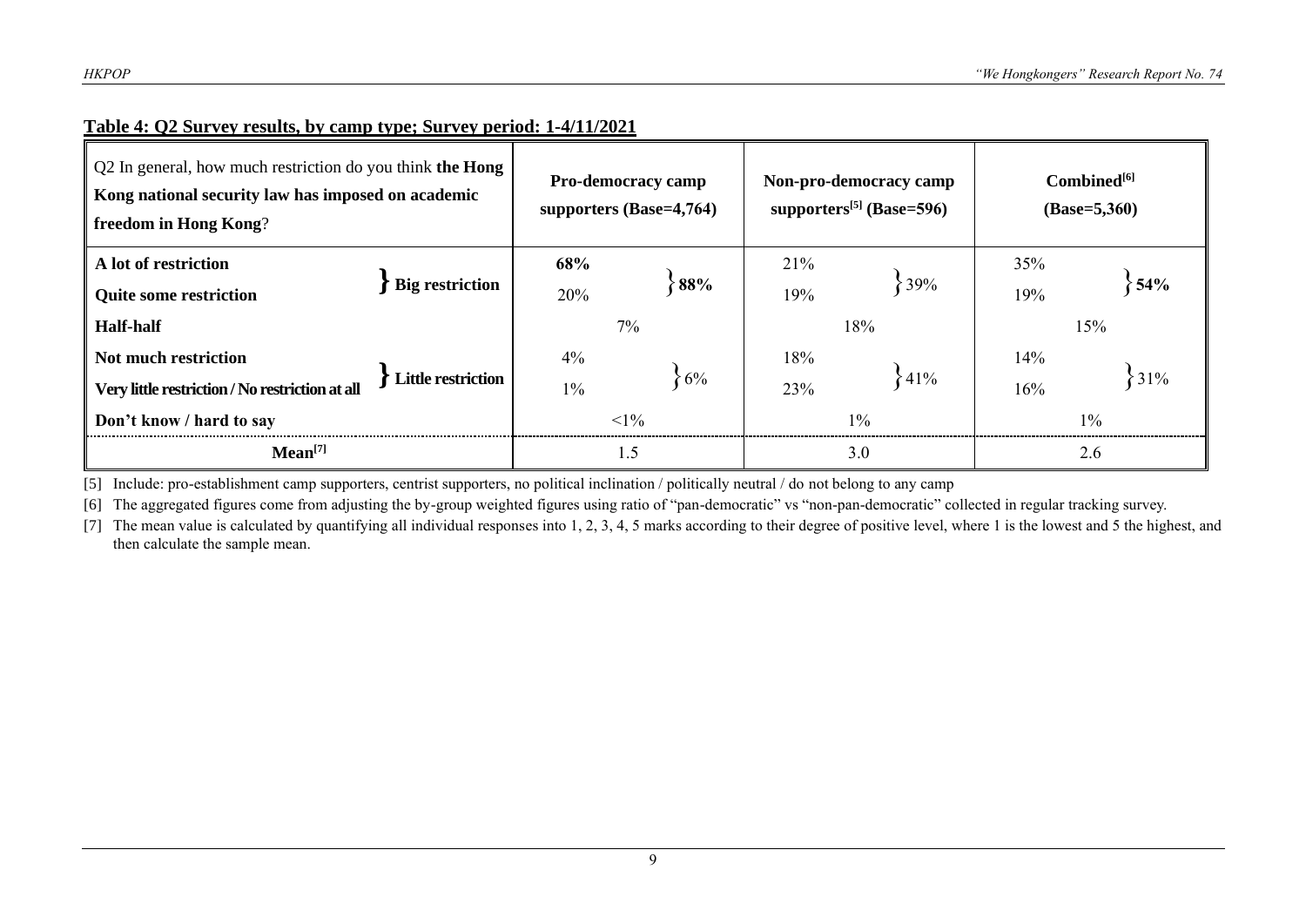**Table 4: Q2 Survey results, by camp type; Survey period: 1-4/11/2021**

| Q2 In general, how much restriction do you think **the Hong Kong national security law has imposed on academic freedom in Hong Kong**? | | **Pro-democracy camp supporters (Base=4,764)** | | **Non-pro-democracy camp supporters[5] (Base=596)** | | **Combined[6] (Base=5,360)** | |
|---|---|---|---|---|---|---|---|
| **A lot of restriction** | **Big restriction** | **68%** | **88%** | 21% | 39% | 35% | **54%** |
| **Quite some restriction** | | 20% | | 19% | | 19% | |
| **Half-half** | | 7% | | 18% | | 15% | |
| **Not much restriction** | **Little restriction** | 4% | 6% | 18% | 41% | 14% | 31% |
| **Very little restriction / No restriction at all** | | 1% | | 23% | | 16% | |
| **Don't know / hard to say** | | <1% | | 1% | | 1% | |
| **Mean[7]** | | 1.5 | | 3.0 | | 2.6 | |

[5] Include: pro-establishment camp supporters, centrist supporters, no political inclination / politically neutral / do not belong to any camp

[6] The aggregated figures come from adjusting the by-group weighted figures using ratio of "pan-democratic" vs "non-pan-democratic" collected in regular tracking survey.

[7] The mean value is calculated by quantifying all individual responses into 1, 2, 3, 4, 5 marks according to their degree of positive level, where 1 is the lowest and 5 the highest, and then calculate the sample mean.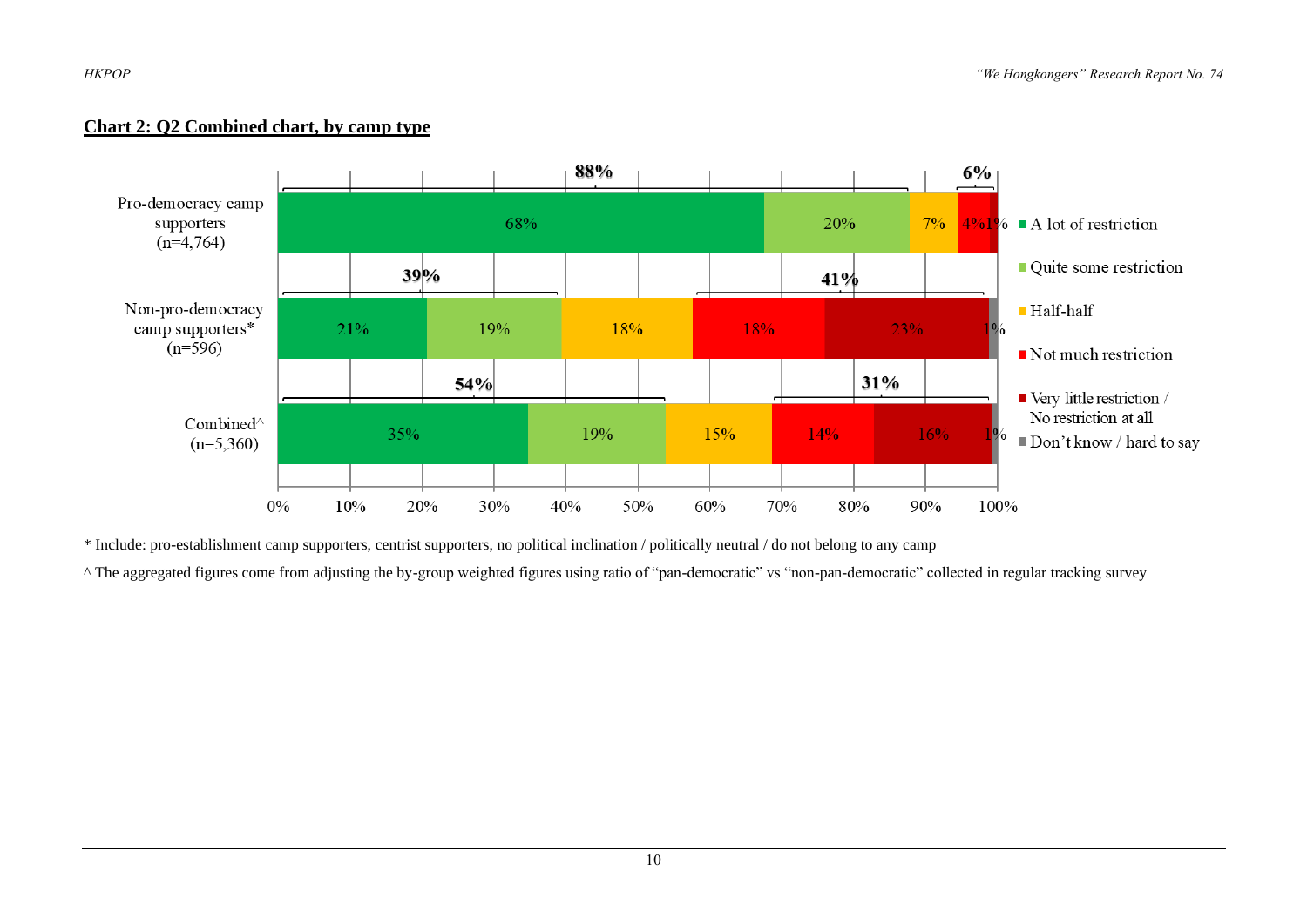**Chart 2: Q2 Combined chart, by camp type**

| | A lot of restriction | Quite some restriction | Half-half | Not much restriction | Very little restriction / No restriction at all | Don't know / hard to say |
|---|---|---|---|---|---|---|
| Pro-democracy camp supporters (n=4,764) | 68% | 20% | 7% | 4% | 1% | |
| Non-pro-democracy camp supporters* (n=596) | 21% | 19% | 18% | 18% | 23% | 1% |
| Combined^ (n=5,360) | 35% | 19% | 15% | 14% | 16% | 1% |

Pro-democracy camp supporters: 88% (A lot of restriction + Quite some restriction); 6% (Not much restriction + Very little restriction / No restriction at all)

Non-pro-democracy camp supporters: 39% (A lot of restriction + Quite some restriction); 41% (Not much restriction + Very little restriction / No restriction at all)

Combined: 54% (A lot of restriction + Quite some restriction); 31% (Not much restriction + Very little restriction / No restriction at all)

\* Include: pro-establishment camp supporters, centrist supporters, no political inclination / politically neutral / do not belong to any camp

^ The aggregated figures come from adjusting the by-group weighted figures using ratio of "pan-democratic" vs "non-pan-democratic" collected in regular tracking survey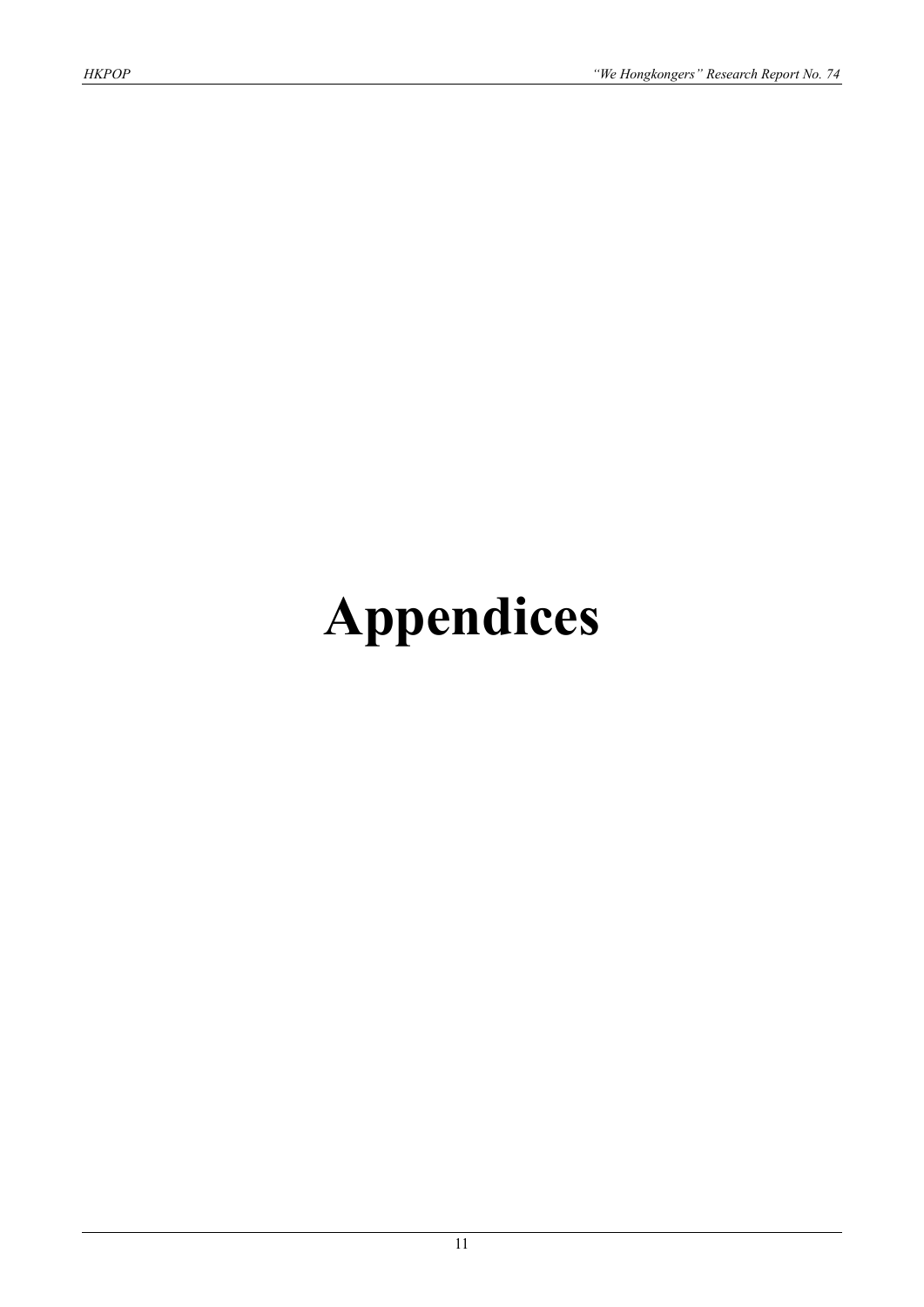# Appendices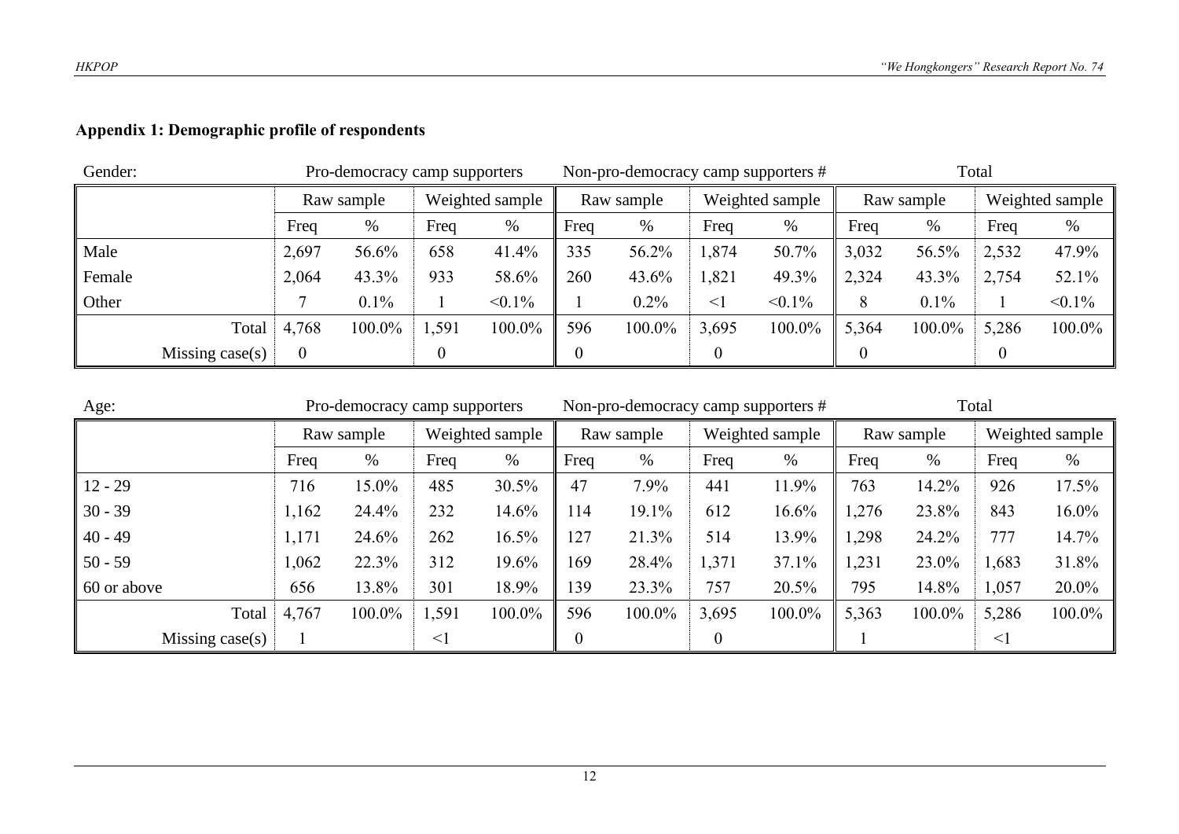**Appendix 1: Demographic profile of respondents**

| Gender: | Pro-democracy camp supporters | | | | Non-pro-democracy camp supporters # | | | | Total | | | |
|---|---|---|---|---|---|---|---|---|---|---|---|---|
| | Raw sample | | Weighted sample | | Raw sample | | Weighted sample | | Raw sample | | Weighted sample | |
| | Freq | % | Freq | % | Freq | % | Freq | % | Freq | % | Freq | % |
| Male | 2,697 | 56.6% | 658 | 41.4% | 335 | 56.2% | 1,874 | 50.7% | 3,032 | 56.5% | 2,532 | 47.9% |
| Female | 2,064 | 43.3% | 933 | 58.6% | 260 | 43.6% | 1,821 | 49.3% | 2,324 | 43.3% | 2,754 | 52.1% |
| Other | 7 | 0.1% | 1 | <0.1% | 1 | 0.2% | <1 | <0.1% | 8 | 0.1% | 1 | <0.1% |
| Total | 4,768 | 100.0% | 1,591 | 100.0% | 596 | 100.0% | 3,695 | 100.0% | 5,364 | 100.0% | 5,286 | 100.0% |
| Missing case(s) | 0 | | 0 | | 0 | | 0 | | 0 | | 0 | |

| Age: | Pro-democracy camp supporters | | | | Non-pro-democracy camp supporters # | | | | Total | | | |
|---|---|---|---|---|---|---|---|---|---|---|---|---|
| | Raw sample | | Weighted sample | | Raw sample | | Weighted sample | | Raw sample | | Weighted sample | |
| | Freq | % | Freq | % | Freq | % | Freq | % | Freq | % | Freq | % |
| 12 - 29 | 716 | 15.0% | 485 | 30.5% | 47 | 7.9% | 441 | 11.9% | 763 | 14.2% | 926 | 17.5% |
| 30 - 39 | 1,162 | 24.4% | 232 | 14.6% | 114 | 19.1% | 612 | 16.6% | 1,276 | 23.8% | 843 | 16.0% |
| 40 - 49 | 1,171 | 24.6% | 262 | 16.5% | 127 | 21.3% | 514 | 13.9% | 1,298 | 24.2% | 777 | 14.7% |
| 50 - 59 | 1,062 | 22.3% | 312 | 19.6% | 169 | 28.4% | 1,371 | 37.1% | 1,231 | 23.0% | 1,683 | 31.8% |
| 60 or above | 656 | 13.8% | 301 | 18.9% | 139 | 23.3% | 757 | 20.5% | 795 | 14.8% | 1,057 | 20.0% |
| Total | 4,767 | 100.0% | 1,591 | 100.0% | 596 | 100.0% | 3,695 | 100.0% | 5,363 | 100.0% | 5,286 | 100.0% |
| Missing case(s) | 1 | | <1 | | 0 | | 0 | | 1 | | <1 | |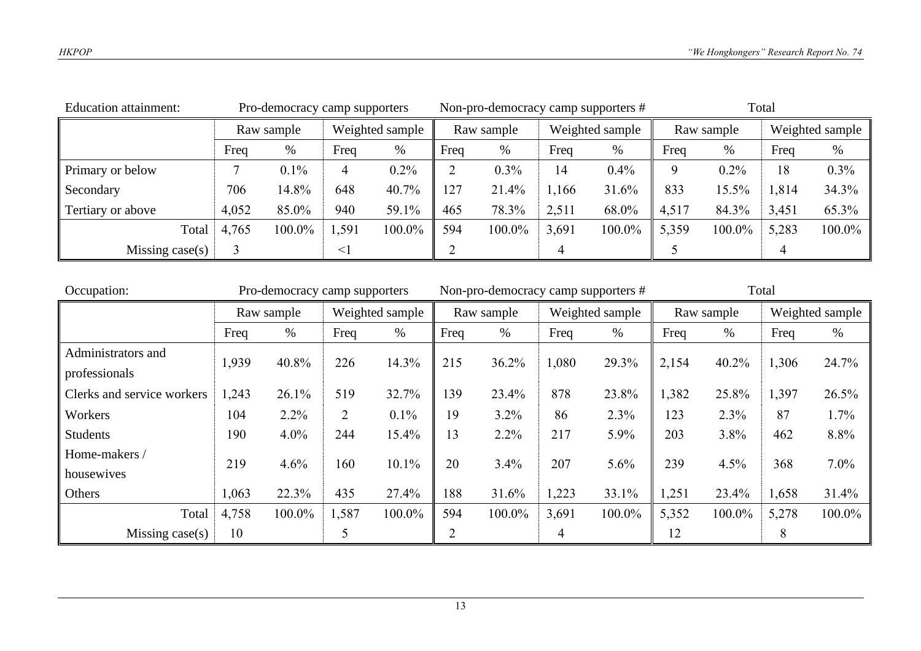| Education attainment: | Pro-democracy camp supporters | | | | Non-pro-democracy camp supporters # | | | | Total | | | |
|---|---|---|---|---|---|---|---|---|---|---|---|---|
| | Raw sample | | Weighted sample | | Raw sample | | Weighted sample | | Raw sample | | Weighted sample | |
| | Freq | % | Freq | % | Freq | % | Freq | % | Freq | % | Freq | % |
| Primary or below | 7 | 0.1% | 4 | 0.2% | 2 | 0.3% | 14 | 0.4% | 9 | 0.2% | 18 | 0.3% |
| Secondary | 706 | 14.8% | 648 | 40.7% | 127 | 21.4% | 1,166 | 31.6% | 833 | 15.5% | 1,814 | 34.3% |
| Tertiary or above | 4,052 | 85.0% | 940 | 59.1% | 465 | 78.3% | 2,511 | 68.0% | 4,517 | 84.3% | 3,451 | 65.3% |
| Total | 4,765 | 100.0% | 1,591 | 100.0% | 594 | 100.0% | 3,691 | 100.0% | 5,359 | 100.0% | 5,283 | 100.0% |
| Missing case(s) | 3 | | <1 | | 2 | | 4 | | 5 | | 4 | |

| Occupation: | Pro-democracy camp supporters | | | | Non-pro-democracy camp supporters # | | | | Total | | | |
|---|---|---|---|---|---|---|---|---|---|---|---|---|
| | Raw sample | | Weighted sample | | Raw sample | | Weighted sample | | Raw sample | | Weighted sample | |
| | Freq | % | Freq | % | Freq | % | Freq | % | Freq | % | Freq | % |
| Administrators and professionals | 1,939 | 40.8% | 226 | 14.3% | 215 | 36.2% | 1,080 | 29.3% | 2,154 | 40.2% | 1,306 | 24.7% |
| Clerks and service workers | 1,243 | 26.1% | 519 | 32.7% | 139 | 23.4% | 878 | 23.8% | 1,382 | 25.8% | 1,397 | 26.5% |
| Workers | 104 | 2.2% | 2 | 0.1% | 19 | 3.2% | 86 | 2.3% | 123 | 2.3% | 87 | 1.7% |
| Students | 190 | 4.0% | 244 | 15.4% | 13 | 2.2% | 217 | 5.9% | 203 | 3.8% | 462 | 8.8% |
| Home-makers / housewives | 219 | 4.6% | 160 | 10.1% | 20 | 3.4% | 207 | 5.6% | 239 | 4.5% | 368 | 7.0% |
| Others | 1,063 | 22.3% | 435 | 27.4% | 188 | 31.6% | 1,223 | 33.1% | 1,251 | 23.4% | 1,658 | 31.4% |
| Total | 4,758 | 100.0% | 1,587 | 100.0% | 594 | 100.0% | 3,691 | 100.0% | 5,352 | 100.0% | 5,278 | 100.0% |
| Missing case(s) | 10 | | 5 | | 2 | | 4 | | 12 | | 8 | |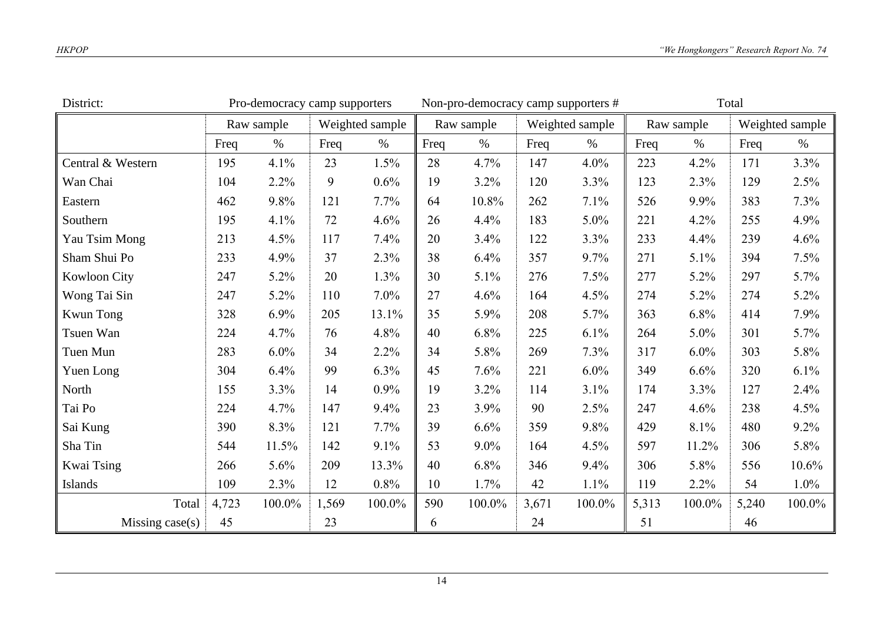| District: | Pro-democracy camp supporters | | | | Non-pro-democracy camp supporters # | | | | Total | | | |
|---|---|---|---|---|---|---|---|---|---|---|---|---|
| | Raw sample | | Weighted sample | | Raw sample | | Weighted sample | | Raw sample | | Weighted sample | |
| | Freq | % | Freq | % | Freq | % | Freq | % | Freq | % | Freq | % |
| Central & Western | 195 | 4.1% | 23 | 1.5% | 28 | 4.7% | 147 | 4.0% | 223 | 4.2% | 171 | 3.3% |
| Wan Chai | 104 | 2.2% | 9 | 0.6% | 19 | 3.2% | 120 | 3.3% | 123 | 2.3% | 129 | 2.5% |
| Eastern | 462 | 9.8% | 121 | 7.7% | 64 | 10.8% | 262 | 7.1% | 526 | 9.9% | 383 | 7.3% |
| Southern | 195 | 4.1% | 72 | 4.6% | 26 | 4.4% | 183 | 5.0% | 221 | 4.2% | 255 | 4.9% |
| Yau Tsim Mong | 213 | 4.5% | 117 | 7.4% | 20 | 3.4% | 122 | 3.3% | 233 | 4.4% | 239 | 4.6% |
| Sham Shui Po | 233 | 4.9% | 37 | 2.3% | 38 | 6.4% | 357 | 9.7% | 271 | 5.1% | 394 | 7.5% |
| Kowloon City | 247 | 5.2% | 20 | 1.3% | 30 | 5.1% | 276 | 7.5% | 277 | 5.2% | 297 | 5.7% |
| Wong Tai Sin | 247 | 5.2% | 110 | 7.0% | 27 | 4.6% | 164 | 4.5% | 274 | 5.2% | 274 | 5.2% |
| Kwun Tong | 328 | 6.9% | 205 | 13.1% | 35 | 5.9% | 208 | 5.7% | 363 | 6.8% | 414 | 7.9% |
| Tsuen Wan | 224 | 4.7% | 76 | 4.8% | 40 | 6.8% | 225 | 6.1% | 264 | 5.0% | 301 | 5.7% |
| Tuen Mun | 283 | 6.0% | 34 | 2.2% | 34 | 5.8% | 269 | 7.3% | 317 | 6.0% | 303 | 5.8% |
| Yuen Long | 304 | 6.4% | 99 | 6.3% | 45 | 7.6% | 221 | 6.0% | 349 | 6.6% | 320 | 6.1% |
| North | 155 | 3.3% | 14 | 0.9% | 19 | 3.2% | 114 | 3.1% | 174 | 3.3% | 127 | 2.4% |
| Tai Po | 224 | 4.7% | 147 | 9.4% | 23 | 3.9% | 90 | 2.5% | 247 | 4.6% | 238 | 4.5% |
| Sai Kung | 390 | 8.3% | 121 | 7.7% | 39 | 6.6% | 359 | 9.8% | 429 | 8.1% | 480 | 9.2% |
| Sha Tin | 544 | 11.5% | 142 | 9.1% | 53 | 9.0% | 164 | 4.5% | 597 | 11.2% | 306 | 5.8% |
| Kwai Tsing | 266 | 5.6% | 209 | 13.3% | 40 | 6.8% | 346 | 9.4% | 306 | 5.8% | 556 | 10.6% |
| Islands | 109 | 2.3% | 12 | 0.8% | 10 | 1.7% | 42 | 1.1% | 119 | 2.2% | 54 | 1.0% |
| Total | 4,723 | 100.0% | 1,569 | 100.0% | 590 | 100.0% | 3,671 | 100.0% | 5,313 | 100.0% | 5,240 | 100.0% |
| Missing case(s) | 45 | | 23 | | 6 | | 24 | | 51 | | 46 | |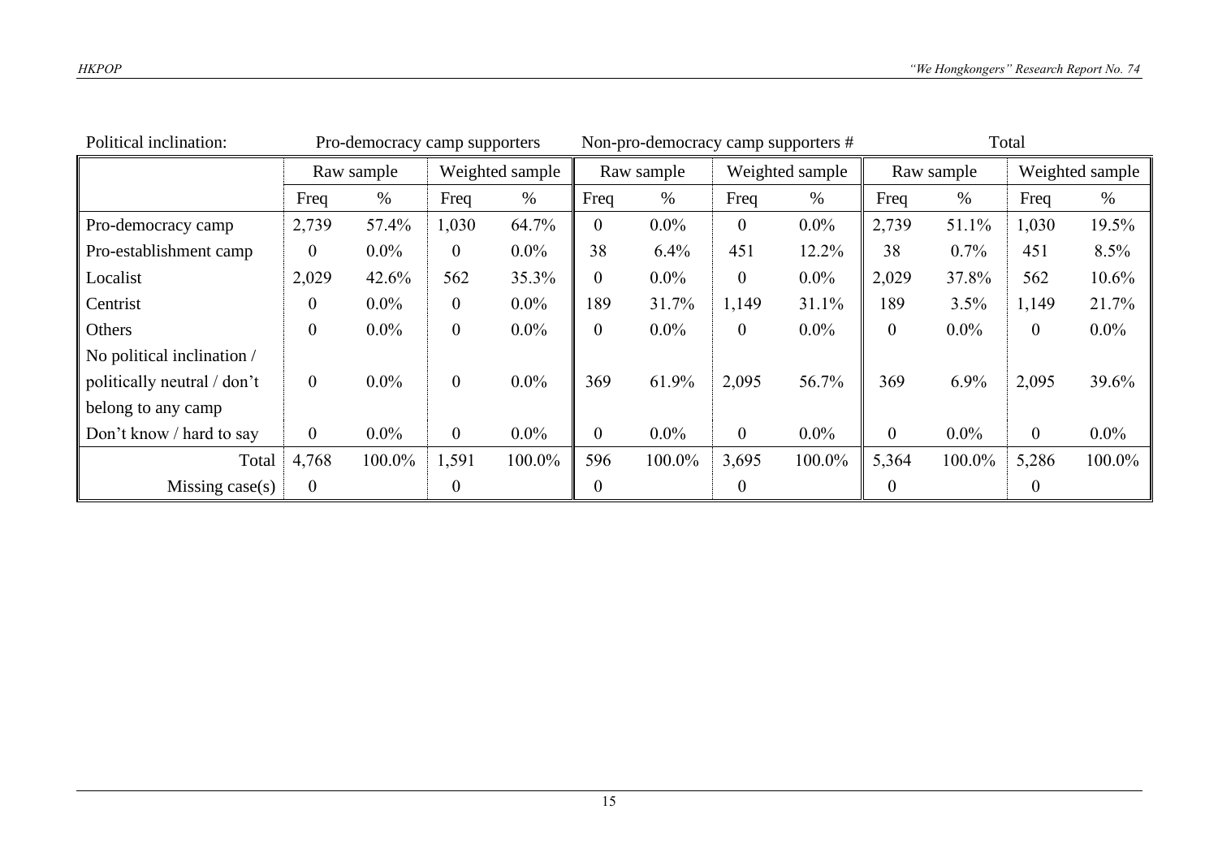| Political inclination: | Pro-democracy camp supporters | | | | Non-pro-democracy camp supporters # | | | | Total | | | |
|---|---|---|---|---|---|---|---|---|---|---|---|---|
| | Raw sample | | Weighted sample | | Raw sample | | Weighted sample | | Raw sample | | Weighted sample | |
| | Freq | % | Freq | % | Freq | % | Freq | % | Freq | % | Freq | % |
| Pro-democracy camp | 2,739 | 57.4% | 1,030 | 64.7% | 0 | 0.0% | 0 | 0.0% | 2,739 | 51.1% | 1,030 | 19.5% |
| Pro-establishment camp | 0 | 0.0% | 0 | 0.0% | 38 | 6.4% | 451 | 12.2% | 38 | 0.7% | 451 | 8.5% |
| Localist | 2,029 | 42.6% | 562 | 35.3% | 0 | 0.0% | 0 | 0.0% | 2,029 | 37.8% | 562 | 10.6% |
| Centrist | 0 | 0.0% | 0 | 0.0% | 189 | 31.7% | 1,149 | 31.1% | 189 | 3.5% | 1,149 | 21.7% |
| Others | 0 | 0.0% | 0 | 0.0% | 0 | 0.0% | 0 | 0.0% | 0 | 0.0% | 0 | 0.0% |
| No political inclination / politically neutral / don't belong to any camp | 0 | 0.0% | 0 | 0.0% | 369 | 61.9% | 2,095 | 56.7% | 369 | 6.9% | 2,095 | 39.6% |
| Don't know / hard to say | 0 | 0.0% | 0 | 0.0% | 0 | 0.0% | 0 | 0.0% | 0 | 0.0% | 0 | 0.0% |
| Total | 4,768 | 100.0% | 1,591 | 100.0% | 596 | 100.0% | 3,695 | 100.0% | 5,364 | 100.0% | 5,286 | 100.0% |
| Missing case(s) | 0 | | 0 | | 0 | | 0 | | 0 | | 0 | |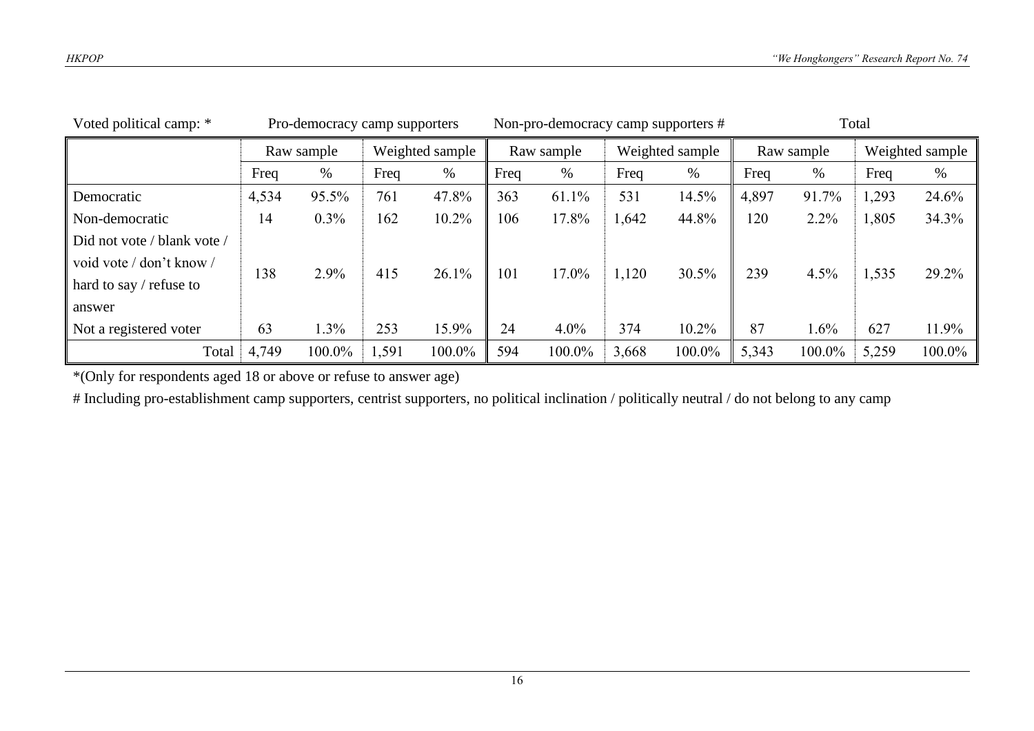| Voted political camp: * | Pro-democracy camp supporters | | | | Non-pro-democracy camp supporters # | | | | Total | | | |
|---|---|---|---|---|---|---|---|---|---|---|---|---|
| | Raw sample | | Weighted sample | | Raw sample | | Weighted sample | | Raw sample | | Weighted sample | |
| | Freq | % | Freq | % | Freq | % | Freq | % | Freq | % | Freq | % |
| Democratic | 4,534 | 95.5% | 761 | 47.8% | 363 | 61.1% | 531 | 14.5% | 4,897 | 91.7% | 1,293 | 24.6% |
| Non-democratic | 14 | 0.3% | 162 | 10.2% | 106 | 17.8% | 1,642 | 44.8% | 120 | 2.2% | 1,805 | 34.3% |
| Did not vote / blank vote / void vote / don't know / hard to say / refuse to answer | 138 | 2.9% | 415 | 26.1% | 101 | 17.0% | 1,120 | 30.5% | 239 | 4.5% | 1,535 | 29.2% |
| Not a registered voter | 63 | 1.3% | 253 | 15.9% | 24 | 4.0% | 374 | 10.2% | 87 | 1.6% | 627 | 11.9% |
| Total | 4,749 | 100.0% | 1,591 | 100.0% | 594 | 100.0% | 3,668 | 100.0% | 5,343 | 100.0% | 5,259 | 100.0% |

*(Only for respondents aged 18 or above or refuse to answer age)

# Including pro-establishment camp supporters, centrist supporters, no political inclination / politically neutral / do not belong to any camp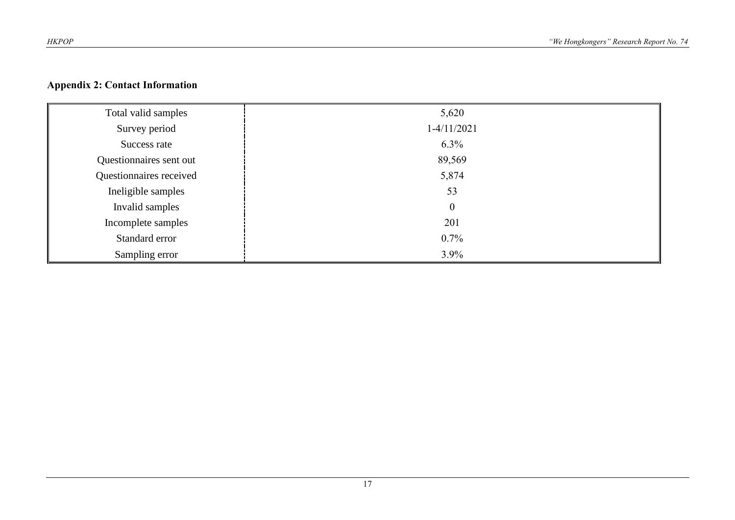### Appendix 2: Contact Information

| | |
|---|---|
| Total valid samples | 5,620 |
| Survey period | 1-4/11/2021 |
| Success rate | 6.3% |
| Questionnaires sent out | 89,569 |
| Questionnaires received | 5,874 |
| Ineligible samples | 53 |
| Invalid samples | 0 |
| Incomplete samples | 201 |
| Standard error | 0.7% |
| Sampling error | 3.9% |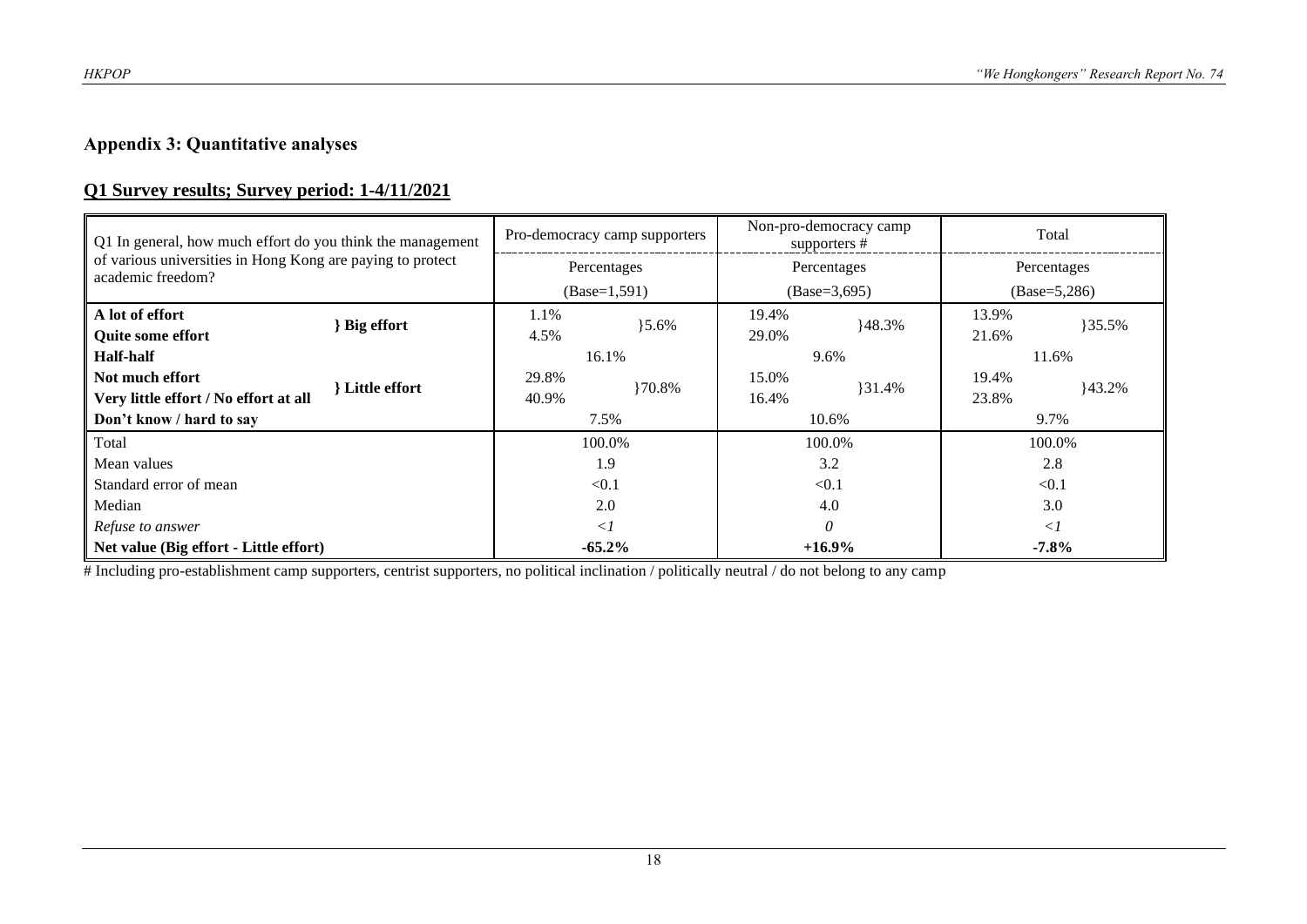## Appendix 3: Quantitative analyses

### Q1 Survey results; Survey period: 1-4/11/2021

| Q1 In general, how much effort do you think the management of various universities in Hong Kong are paying to protect academic freedom? | | Pro-democracy camp supporters | | Non-pro-democracy camp supporters # | | Total | |
|---|---|---|---|---|---|---|---|
| | | Percentages | | Percentages | | Percentages | |
| | | (Base=1,591) | | (Base=3,695) | | (Base=5,286) | |
| **A lot of effort** | **} Big effort** | 1.1% | }5.6% | 19.4% | }48.3% | 13.9% | }35.5% |
| **Quite some effort** | | 4.5% | | 29.0% | | 21.6% | |
| **Half-half** | | 16.1% | | 9.6% | | 11.6% | |
| **Not much effort** | **} Little effort** | 29.8% | }70.8% | 15.0% | }31.4% | 19.4% | }43.2% |
| **Very little effort / No effort at all** | | 40.9% | | 16.4% | | 23.8% | |
| **Don't know / hard to say** | | 7.5% | | 10.6% | | 9.7% | |
| Total | | 100.0% | | 100.0% | | 100.0% | |
| Mean values | | 1.9 | | 3.2 | | 2.8 | |
| Standard error of mean | | <0.1 | | <0.1 | | <0.1 | |
| Median | | 2.0 | | 4.0 | | 3.0 | |
| *Refuse to answer* | | *<1* | | *0* | | *<1* | |
| **Net value (Big effort - Little effort)** | | **-65.2%** | | **+16.9%** | | **-7.8%** | |

# Including pro-establishment camp supporters, centrist supporters, no political inclination / politically neutral / do not belong to any camp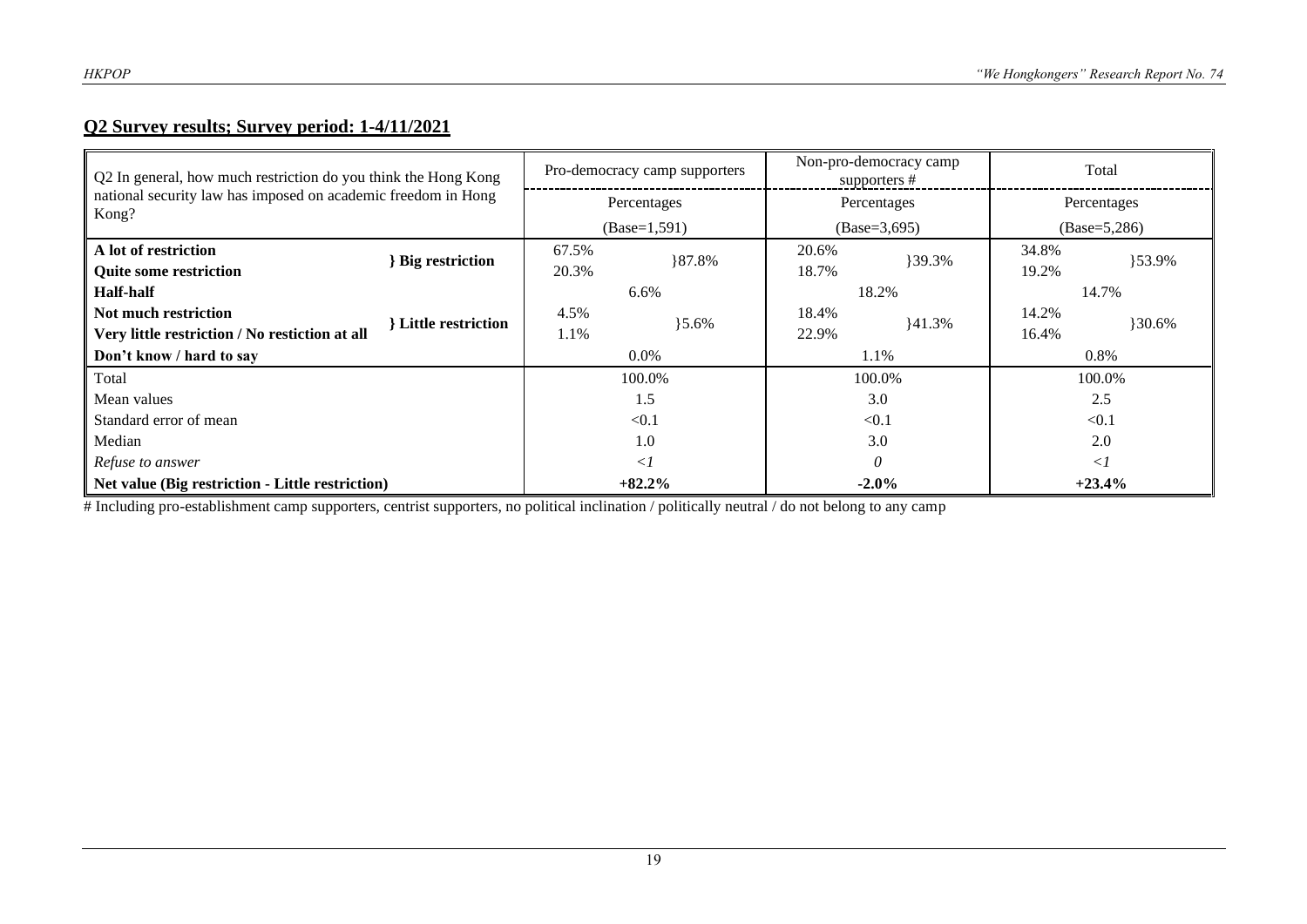## Q2 Survey results; Survey period: 1-4/11/2021

| Q2 In general, how much restriction do you think the Hong Kong national security law has imposed on academic freedom in Hong Kong? | | Pro-democracy camp supporters | | Non-pro-democracy camp supporters # | | Total | |
|---|---|---|---|---|---|---|---|
| | | Percentages (Base=1,591) | | Percentages (Base=3,695) | | Percentages (Base=5,286) | |
| **A lot of restriction** | **} Big restriction** | 67.5% | }87.8% | 20.6% | }39.3% | 34.8% | }53.9% |
| **Quite some restriction** | | 20.3% | | 18.7% | | 19.2% | |
| **Half-half** | | 6.6% | | 18.2% | | 14.7% | |
| **Not much restriction** | **} Little restriction** | 4.5% | }5.6% | 18.4% | }41.3% | 14.2% | }30.6% |
| **Very little restriction / No restiction at all** | | 1.1% | | 22.9% | | 16.4% | |
| **Don't know / hard to say** | | 0.0% | | 1.1% | | 0.8% | |
| Total | | 100.0% | | 100.0% | | 100.0% | |
| Mean values | | 1.5 | | 3.0 | | 2.5 | |
| Standard error of mean | | <0.1 | | <0.1 | | <0.1 | |
| Median | | 1.0 | | 3.0 | | 2.0 | |
| *Refuse to answer* | | *<1* | | *0* | | *<1* | |
| **Net value (Big restriction - Little restriction)** | | **+82.2%** | | **-2.0%** | | **+23.4%** | |

# Including pro-establishment camp supporters, centrist supporters, no political inclination / politically neutral / do not belong to any camp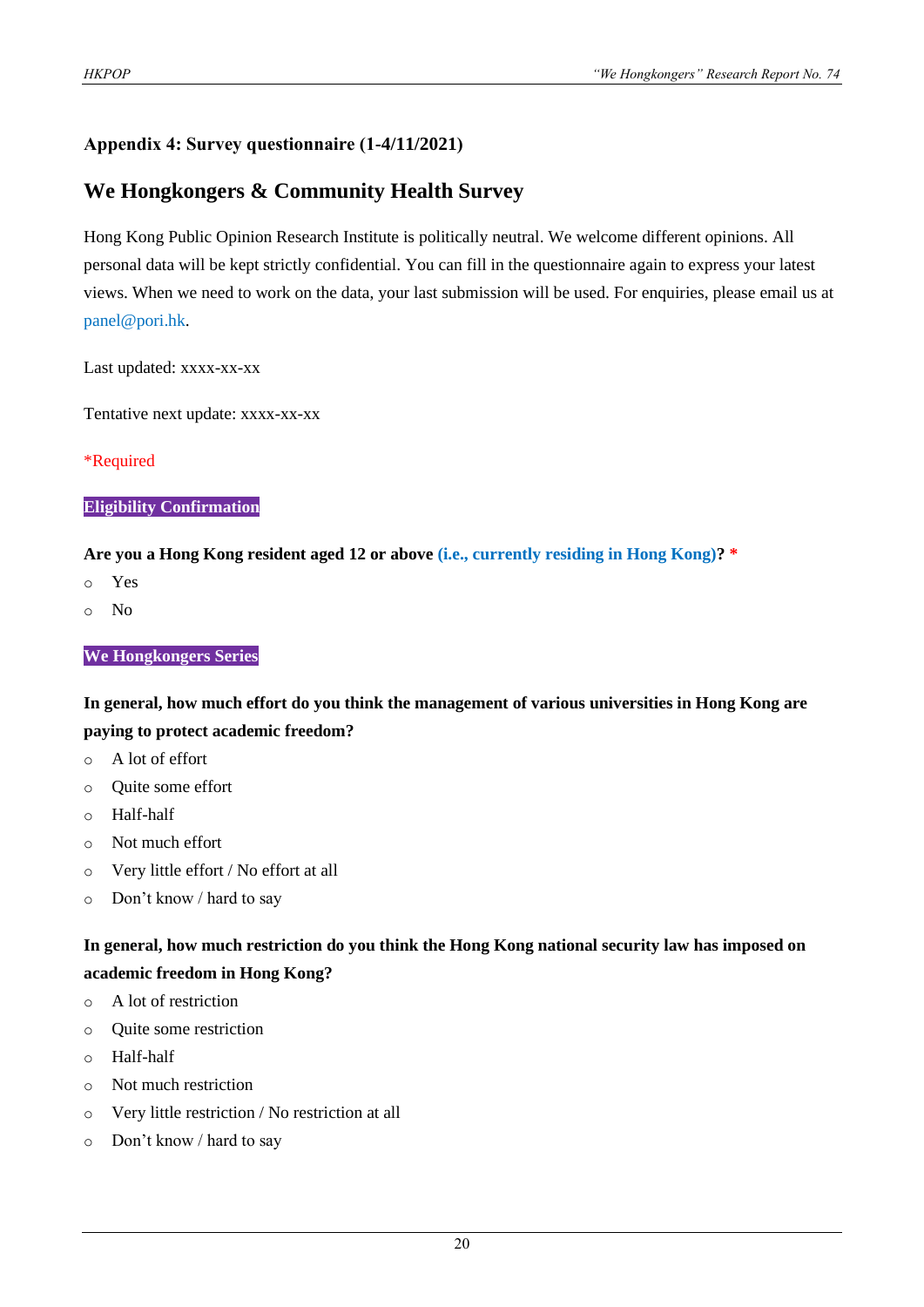## Appendix 4: Survey questionnaire (1-4/11/2021)

# We Hongkongers & Community Health Survey

Hong Kong Public Opinion Research Institute is politically neutral. We welcome different opinions. All personal data will be kept strictly confidential. You can fill in the questionnaire again to express your latest views. When we need to work on the data, your last submission will be used. For enquiries, please email us at panel@pori.hk.

Last updated: xxxx-xx-xx

Tentative next update: xxxx-xx-xx

*Required

**Eligibility Confirmation**

**Are you a Hong Kong resident aged 12 or above (i.e., currently residing in Hong Kong)? ***

- Yes
- No

**We Hongkongers Series**

**In general, how much effort do you think the management of various universities in Hong Kong are paying to protect academic freedom?**

- A lot of effort
- Quite some effort
- Half-half
- Not much effort
- Very little effort / No effort at all
- Don’t know / hard to say

**In general, how much restriction do you think the Hong Kong national security law has imposed on academic freedom in Hong Kong?**

- A lot of restriction
- Quite some restriction
- Half-half
- Not much restriction
- Very little restriction / No restriction at all
- Don’t know / hard to say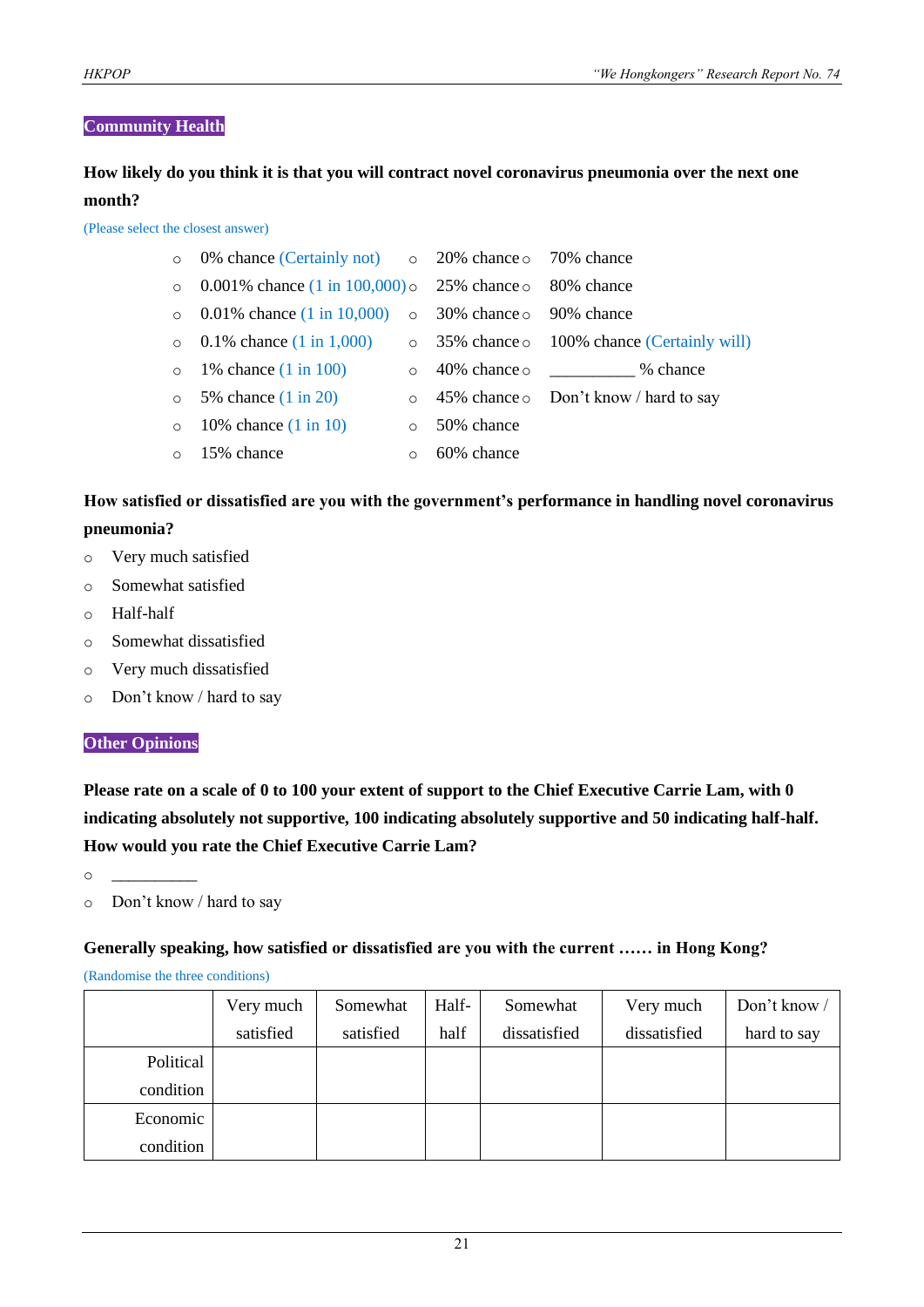## Community Health

**How likely do you think it is that you will contract novel coronavirus pneumonia over the next one month?**

(Please select the closest answer)

- 0% chance (Certainly not)
- 0.001% chance (1 in 100,000)
- 0.01% chance (1 in 10,000)
- 0.1% chance (1 in 1,000)
- 1% chance (1 in 100)
- 5% chance (1 in 20)
- 10% chance (1 in 10)
- 15% chance
- 20% chance
- 25% chance
- 30% chance
- 35% chance
- 40% chance
- 45% chance
- 50% chance
- 60% chance
- 70% chance
- 80% chance
- 90% chance
- 100% chance (Certainly will)
- __________ % chance
- Don't know / hard to say

**How satisfied or dissatisfied are you with the government's performance in handling novel coronavirus pneumonia?**

- Very much satisfied
- Somewhat satisfied
- Half-half
- Somewhat dissatisfied
- Very much dissatisfied
- Don't know / hard to say

## Other Opinions

**Please rate on a scale of 0 to 100 your extent of support to the Chief Executive Carrie Lam, with 0 indicating absolutely not supportive, 100 indicating absolutely supportive and 50 indicating half-half. How would you rate the Chief Executive Carrie Lam?**

- __________
- Don't know / hard to say

**Generally speaking, how satisfied or dissatisfied are you with the current …… in Hong Kong?**

(Randomise the three conditions)

| | Very much satisfied | Somewhat satisfied | Half-half | Somewhat dissatisfied | Very much dissatisfied | Don't know / hard to say |
|---|---|---|---|---|---|---|
| Political condition | | | | | | |
| Economic condition | | | | | | |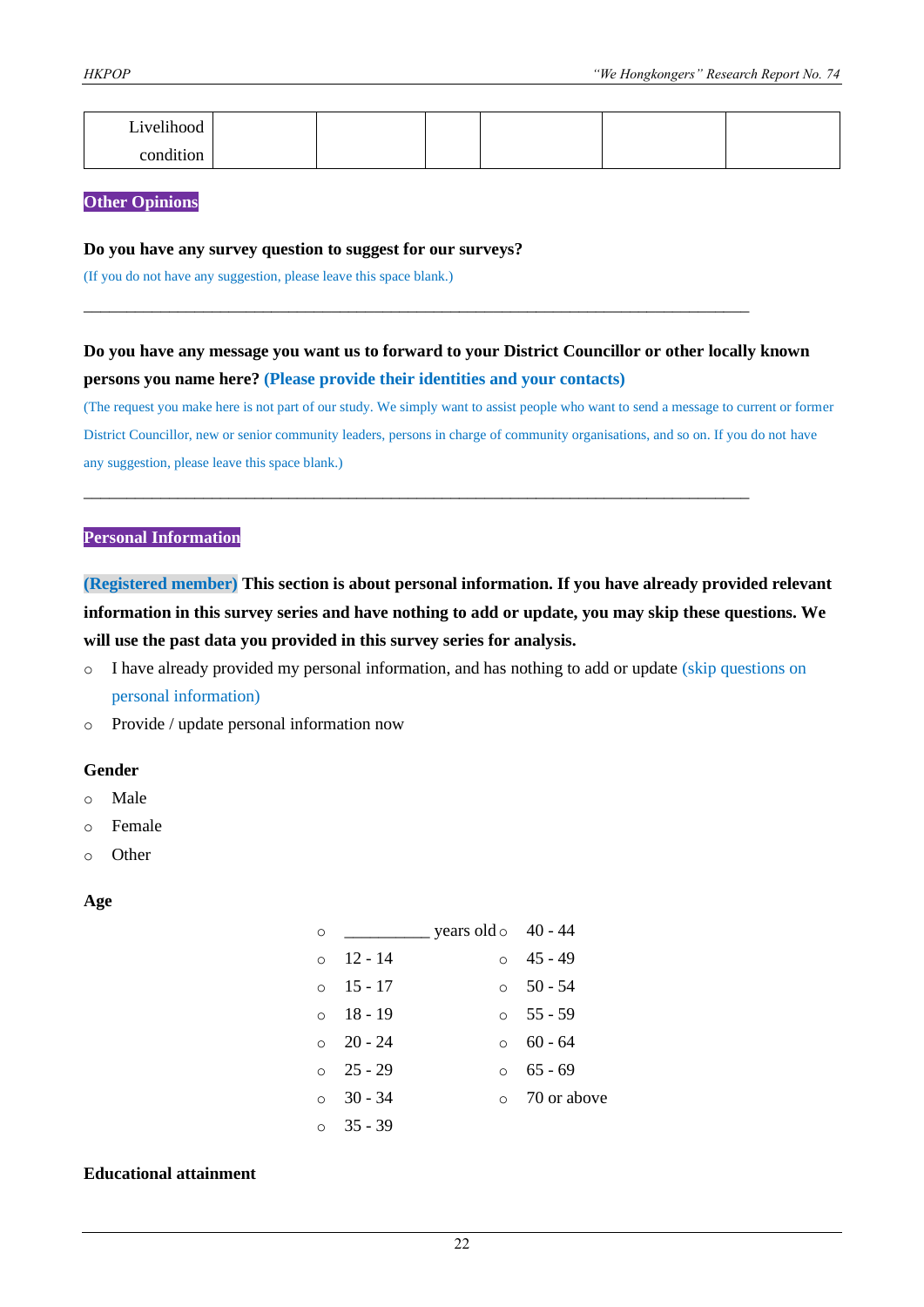| Livelihood condition | | | | | | |
|---|---|---|---|---|---|---|

**Other Opinions**

**Do you have any survey question to suggest for our surveys?**

(If you do not have any suggestion, please leave this space blank.)

\_\_\_\_\_\_\_\_\_\_\_\_\_\_\_\_\_\_\_\_\_\_\_\_\_\_\_\_\_\_\_\_\_\_\_\_\_\_\_\_\_\_\_\_\_\_\_\_\_\_\_\_\_\_\_\_\_\_\_\_\_\_\_\_\_\_\_\_\_\_\_\_\_\_\_\_

**Do you have any message you want us to forward to your District Councillor or other locally known persons you name here? (Please provide their identities and your contacts)**

(The request you make here is not part of our study. We simply want to assist people who want to send a message to current or former District Councillor, new or senior community leaders, persons in charge of community organisations, and so on. If you do not have any suggestion, please leave this space blank.)

\_\_\_\_\_\_\_\_\_\_\_\_\_\_\_\_\_\_\_\_\_\_\_\_\_\_\_\_\_\_\_\_\_\_\_\_\_\_\_\_\_\_\_\_\_\_\_\_\_\_\_\_\_\_\_\_\_\_\_\_\_\_\_\_\_\_\_\_\_\_\_\_\_\_\_\_

**Personal Information**

**(Registered member) This section is about personal information. If you have already provided relevant information in this survey series and have nothing to add or update, you may skip these questions. We will use the past data you provided in this survey series for analysis.**

- ○ I have already provided my personal information, and has nothing to add or update (skip questions on personal information)
- ○ Provide / update personal information now

**Gender**

- ○ Male
- ○ Female
- ○ Other

**Age**

- ○ \_\_\_\_\_\_\_\_\_\_ years old
- ○ 12 - 14
- ○ 15 - 17
- ○ 18 - 19
- ○ 20 - 24
- ○ 25 - 29
- ○ 30 - 34
- ○ 35 - 39
- ○ 40 - 44
- ○ 45 - 49
- ○ 50 - 54
- ○ 55 - 59
- ○ 60 - 64
- ○ 65 - 69
- ○ 70 or above

**Educational attainment**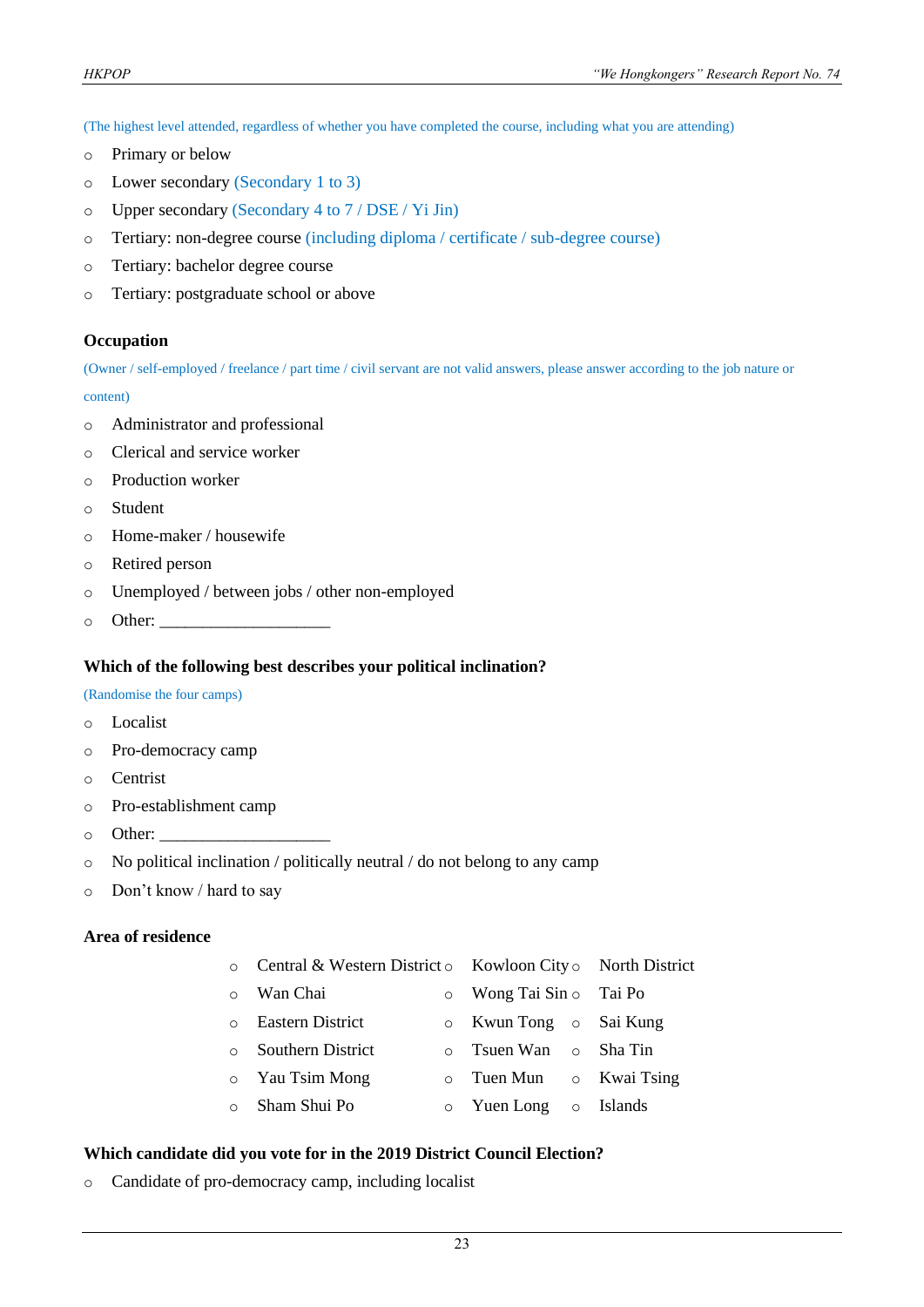(The highest level attended, regardless of whether you have completed the course, including what you are attending)

- ○ Primary or below
- ○ Lower secondary (Secondary 1 to 3)
- ○ Upper secondary (Secondary 4 to 7 / DSE / Yi Jin)
- ○ Tertiary: non-degree course (including diploma / certificate / sub-degree course)
- ○ Tertiary: bachelor degree course
- ○ Tertiary: postgraduate school or above

**Occupation**

(Owner / self-employed / freelance / part time / civil servant are not valid answers, please answer according to the job nature or content)

- ○ Administrator and professional
- ○ Clerical and service worker
- ○ Production worker
- ○ Student
- ○ Home-maker / housewife
- ○ Retired person
- ○ Unemployed / between jobs / other non-employed
- ○ Other: ____________________

**Which of the following best describes your political inclination?**

(Randomise the four camps)

- ○ Localist
- ○ Pro-democracy camp
- ○ Centrist
- ○ Pro-establishment camp
- ○ Other: ____________________
- ○ No political inclination / politically neutral / do not belong to any camp
- ○ Don't know / hard to say

**Area of residence**

| | | |
|---|---|---|
| ○ Central & Western District | ○ Kowloon City | ○ North District |
| ○ Wan Chai | ○ Wong Tai Sin | ○ Tai Po |
| ○ Eastern District | ○ Kwun Tong | ○ Sai Kung |
| ○ Southern District | ○ Tsuen Wan | ○ Sha Tin |
| ○ Yau Tsim Mong | ○ Tuen Mun | ○ Kwai Tsing |
| ○ Sham Shui Po | ○ Yuen Long | ○ Islands |

**Which candidate did you vote for in the 2019 District Council Election?**

- ○ Candidate of pro-democracy camp, including localist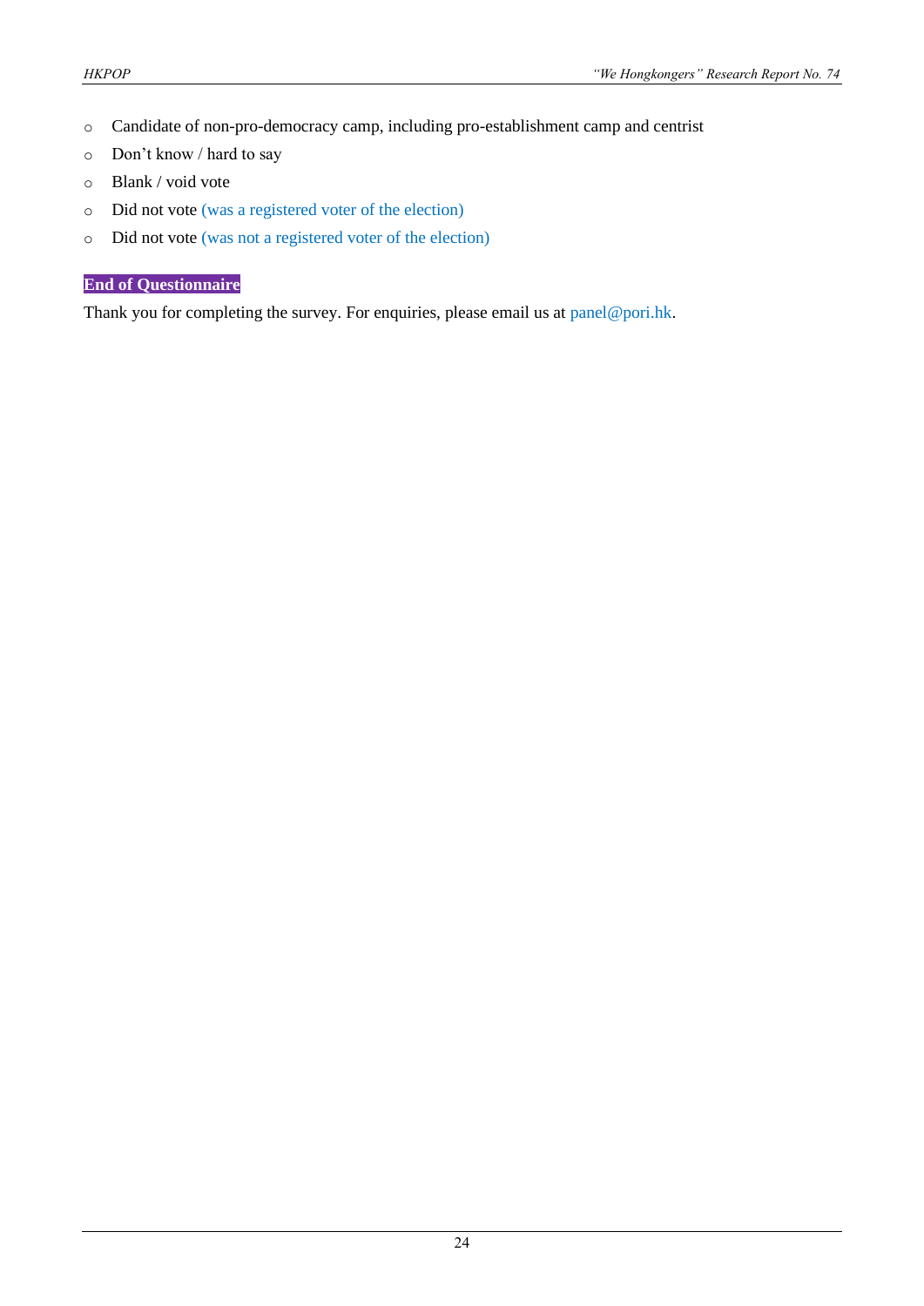- Candidate of non-pro-democracy camp, including pro-establishment camp and centrist
- Don’t know / hard to say
- Blank / void vote
- Did not vote (was a registered voter of the election)
- Did not vote (was not a registered voter of the election)

**End of Questionnaire**

Thank you for completing the survey. For enquiries, please email us at panel@pori.hk.